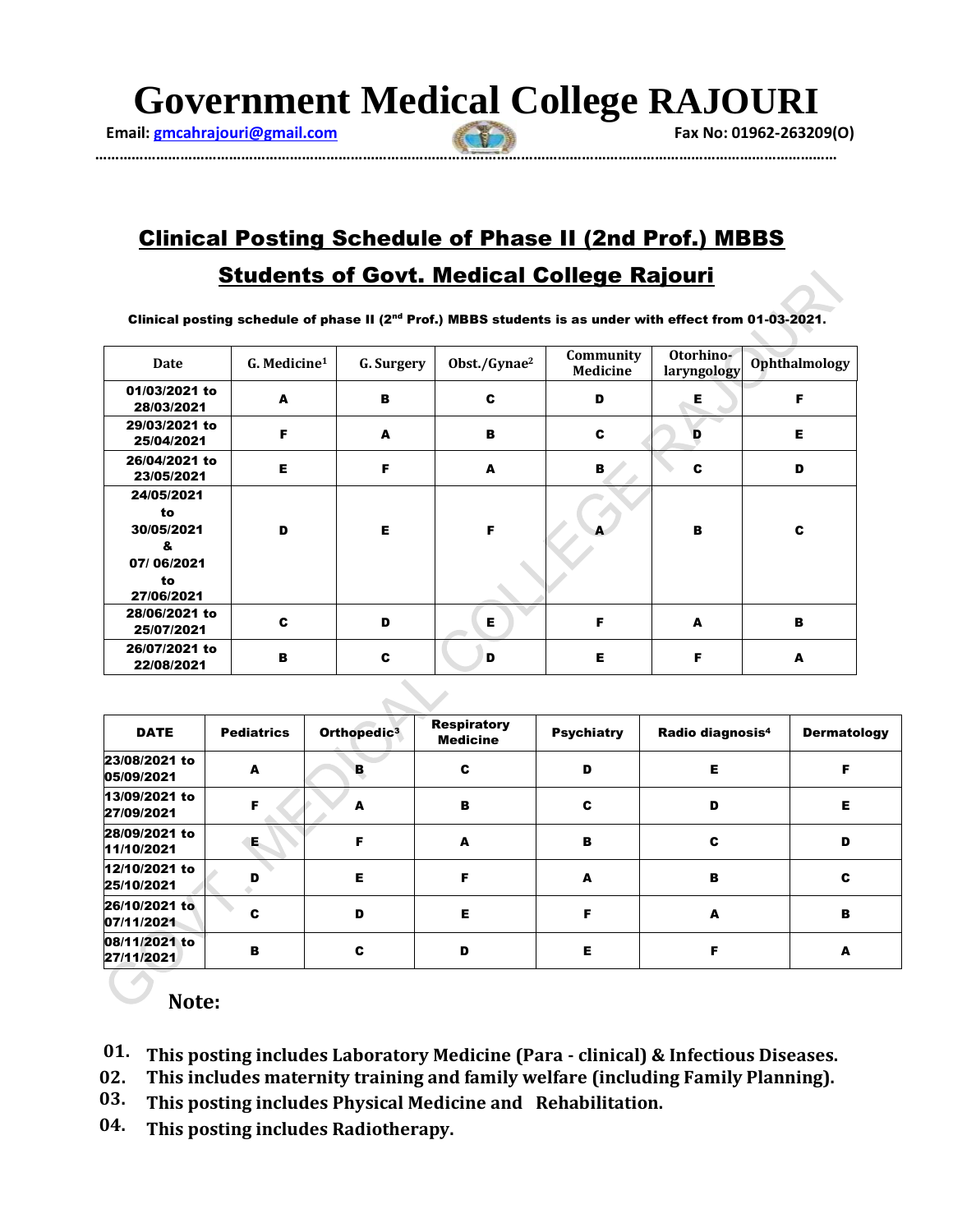# Government Medical College RAJOURI

Email: gmcahrajouri@gmail.com Fax No: 01962-263209(O)

## Clinical Posting Schedule of Phase II (2nd Prof.) MBBS Students of Govt. Medical College Rajouri

**Clinical posting schedule of phase II (2nd Prof.) MBBS students is as under with effect from 01-03-2021.**

| Date | G. Medicine[1] | G. Surgery | Obst./Gynae[2] | Community Medicine | Otorhino-laryngology | Ophthalmology |
|---|---|---|---|---|---|---|
| 01/03/2021 to 28/03/2021 | A | B | C | D | E | F |
| 29/03/2021 to 25/04/2021 | F | A | B | C | D | E |
| 26/04/2021 to 23/05/2021 | E | F | A | B | C | D |
| 24/05/2021 to 30/05/2021 & 07/ 06/2021 to 27/06/2021 | D | E | F | A | B | C |
| 28/06/2021 to 25/07/2021 | C | D | E | F | A | B |
| 26/07/2021 to 22/08/2021 | B | C | D | E | F | A |

| DATE | Pediatrics | Orthopedic[3] | Respiratory Medicine | Psychiatry | Radio diagnosis[4] | Dermatology |
|---|---|---|---|---|---|---|
| 23/08/2021 to 05/09/2021 | A | B | C | D | E | F |
| 13/09/2021 to 27/09/2021 | F | A | B | C | D | E |
| 28/09/2021 to 11/10/2021 | E | F | A | B | C | D |
| 12/10/2021 to 25/10/2021 | D | E | F | A | B | C |
| 26/10/2021 to 07/11/2021 | C | D | E | F | A | B |
| 08/11/2021 to 27/11/2021 | B | C | D | E | F | A |

**Note:**

01. **This posting includes Laboratory Medicine (Para - clinical) & Infectious Diseases.**
02. **This includes maternity training and family welfare (including Family Planning).**
03. **This posting includes Physical Medicine and Rehabilitation.**
04. **This posting includes Radiotherapy.**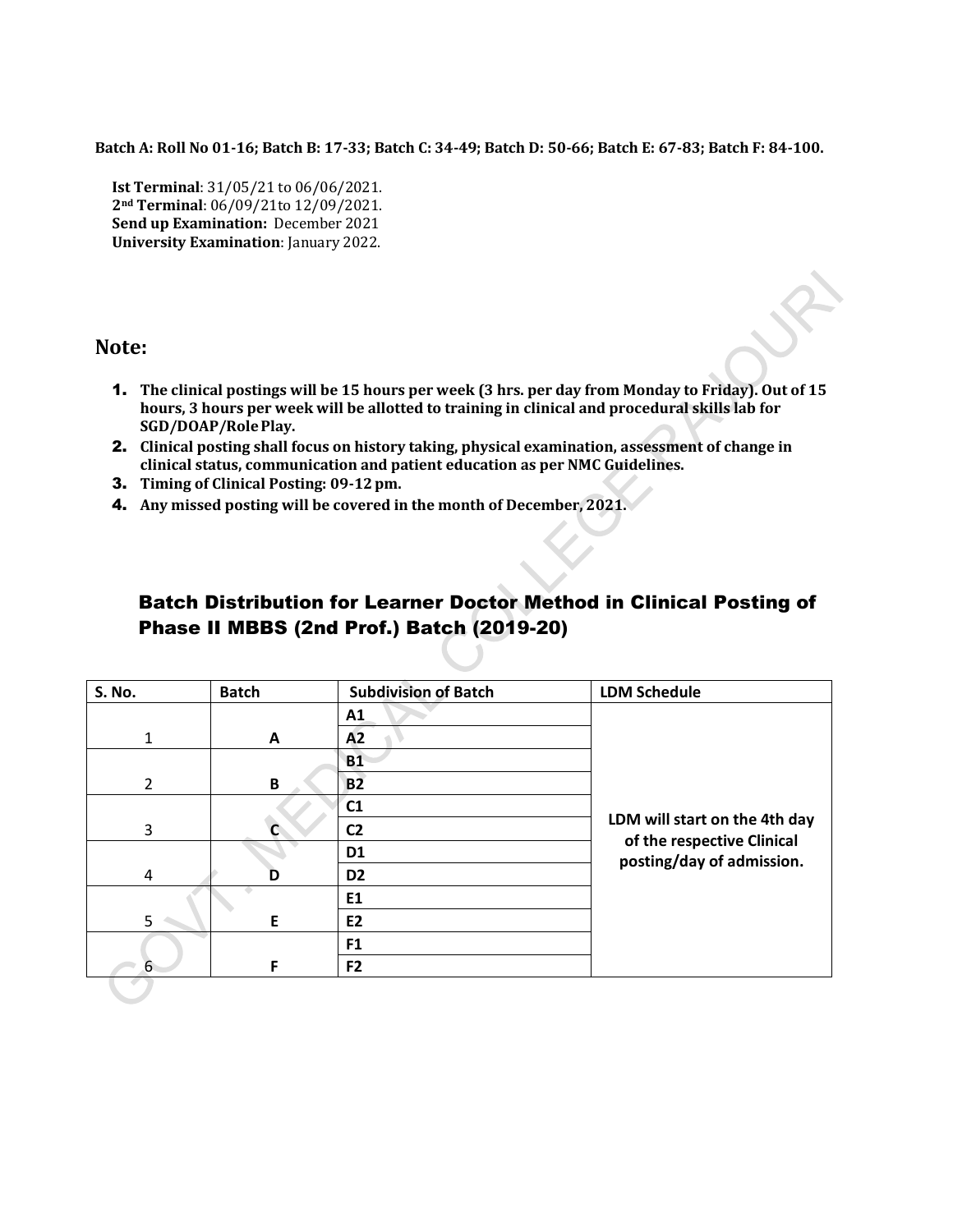**Batch A: Roll No 01-16; Batch B: 17-33; Batch C: 34-49; Batch D: 50-66; Batch E: 67-83; Batch F: 84-100.**

**Ist Terminal**: 31/05/21 to 06/06/2021.
**2nd Terminal**: 06/09/21to 12/09/2021.
**Send up Examination:** December 2021
**University Examination**: January 2022.

## Note:

1. **The clinical postings will be 15 hours per week (3 hrs. per day from Monday to Friday). Out of 15 hours, 3 hours per week will be allotted to training in clinical and procedural skills lab for SGD/DOAP/Role Play.**
2. **Clinical posting shall focus on history taking, physical examination, assessment of change in clinical status, communication and patient education as per NMC Guidelines.**
3. **Timing of Clinical Posting: 09-12 pm.**
4. **Any missed posting will be covered in the month of December, 2021.**

## Batch Distribution for Learner Doctor Method in Clinical Posting of Phase II MBBS (2nd Prof.) Batch (2019-20)

| S. No. | Batch | Subdivision of Batch | LDM Schedule |
|---|---|---|---|
| 1 | **A** | **A1** | **LDM will start on the 4th day of the respective Clinical posting/day of admission.** |
| | | **A2** | |
| 2 | **B** | **B1** | |
| | | **B2** | |
| 3 | **C** | **C1** | |
| | | **C2** | |
| 4 | **D** | **D1** | |
| | | **D2** | |
| 5 | **E** | **E1** | |
| | | **E2** | |
| 6 | **F** | **F1** | |
| | | **F2** | |